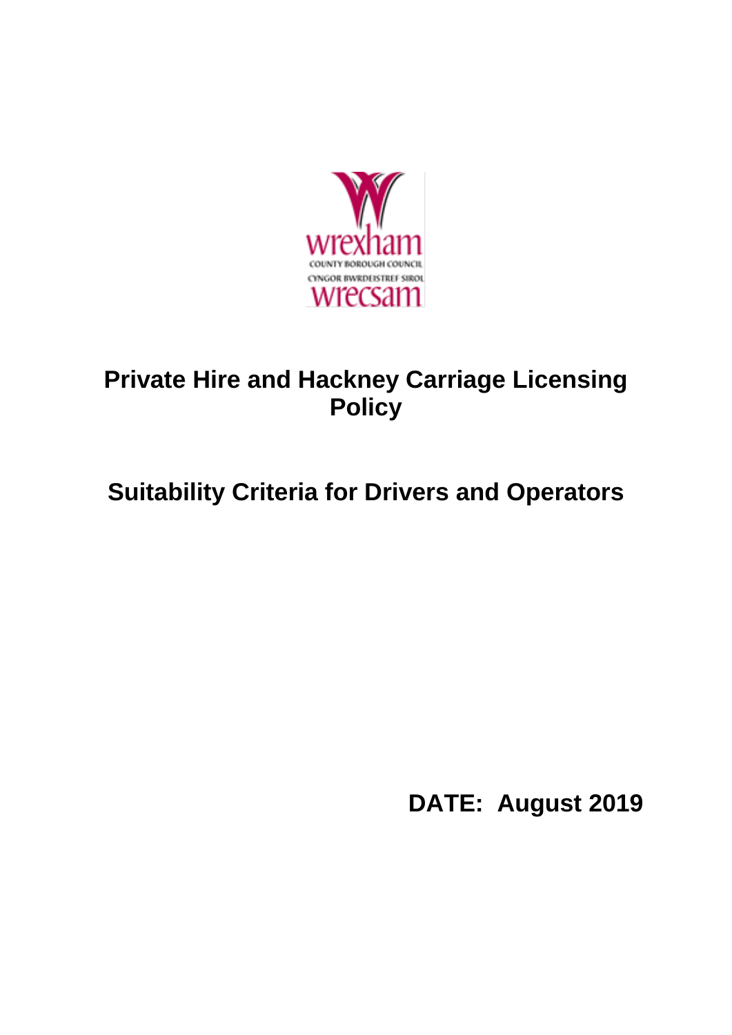wrexham

COUNTY BOROUGH COUNCIL

CYNGOR BWRDEISTREF SIROL

wrecsam

# Private Hire and Hackney Carriage Licensing Policy

## Suitability Criteria for Drivers and Operators

**DATE: August 2019**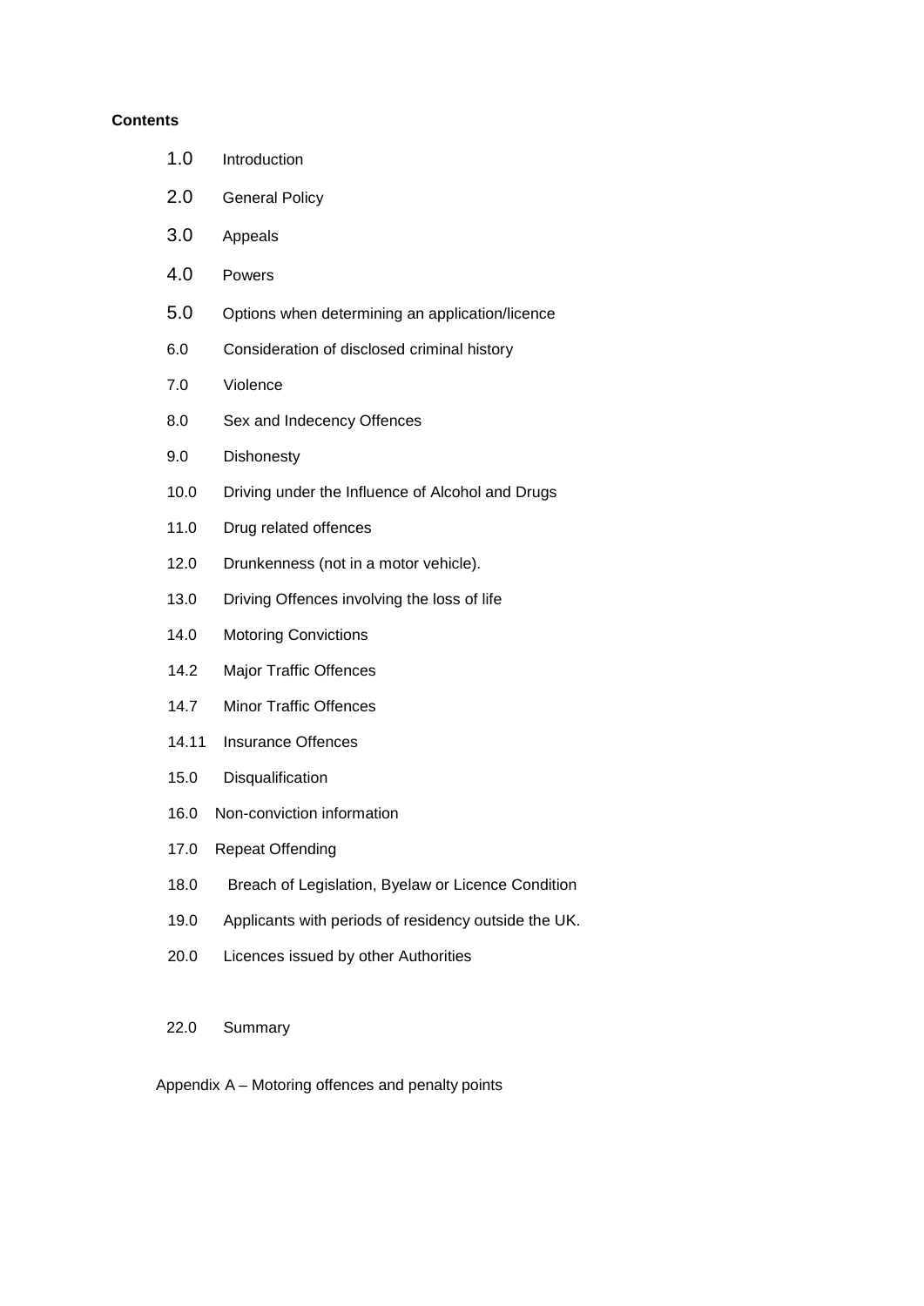**Contents**

1.0 Introduction

2.0 General Policy

3.0 Appeals

4.0 Powers

5.0 Options when determining an application/licence

6.0 Consideration of disclosed criminal history

7.0 Violence

8.0 Sex and Indecency Offences

9.0 Dishonesty

10.0 Driving under the Influence of Alcohol and Drugs

11.0 Drug related offences

12.0 Drunkenness (not in a motor vehicle).

13.0 Driving Offences involving the loss of life

14.0 Motoring Convictions

14.2 Major Traffic Offences

14.7 Minor Traffic Offences

14.11 Insurance Offences

15.0 Disqualification

16.0 Non-conviction information

17.0 Repeat Offending

18.0 Breach of Legislation, Byelaw or Licence Condition

19.0 Applicants with periods of residency outside the UK.

20.0 Licences issued by other Authorities

22.0 Summary

Appendix A – Motoring offences and penalty points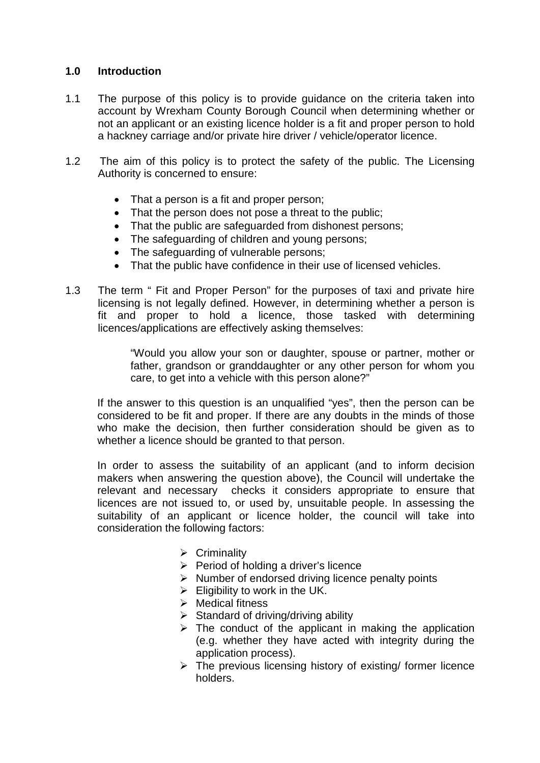## 1.0 Introduction

1.1 The purpose of this policy is to provide guidance on the criteria taken into account by Wrexham County Borough Council when determining whether or not an applicant or an existing licence holder is a fit and proper person to hold a hackney carriage and/or private hire driver / vehicle/operator licence.

1.2 The aim of this policy is to protect the safety of the public. The Licensing Authority is concerned to ensure:

- That a person is a fit and proper person;
- That the person does not pose a threat to the public;
- That the public are safeguarded from dishonest persons;
- The safeguarding of children and young persons;
- The safeguarding of vulnerable persons;
- That the public have confidence in their use of licensed vehicles.

1.3 The term " Fit and Proper Person" for the purposes of taxi and private hire licensing is not legally defined. However, in determining whether a person is fit and proper to hold a licence, those tasked with determining licences/applications are effectively asking themselves:

> "Would you allow your son or daughter, spouse or partner, mother or father, grandson or granddaughter or any other person for whom you care, to get into a vehicle with this person alone?"

If the answer to this question is an unqualified "yes", then the person can be considered to be fit and proper. If there are any doubts in the minds of those who make the decision, then further consideration should be given as to whether a licence should be granted to that person.

In order to assess the suitability of an applicant (and to inform decision makers when answering the question above), the Council will undertake the relevant and necessary checks it considers appropriate to ensure that licences are not issued to, or used by, unsuitable people. In assessing the suitability of an applicant or licence holder, the council will take into consideration the following factors:

- Criminality
- Period of holding a driver's licence
- Number of endorsed driving licence penalty points
- Eligibility to work in the UK.
- Medical fitness
- Standard of driving/driving ability
- The conduct of the applicant in making the application (e.g. whether they have acted with integrity during the application process).
- The previous licensing history of existing/ former licence holders.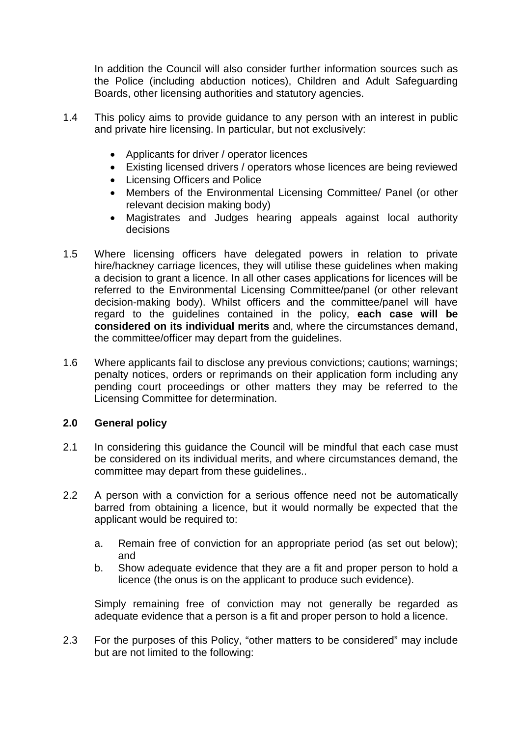In addition the Council will also consider further information sources such as the Police (including abduction notices), Children and Adult Safeguarding Boards, other licensing authorities and statutory agencies.

1.4 This policy aims to provide guidance to any person with an interest in public and private hire licensing. In particular, but not exclusively:

- Applicants for driver / operator licences
- Existing licensed drivers / operators whose licences are being reviewed
- Licensing Officers and Police
- Members of the Environmental Licensing Committee/ Panel (or other relevant decision making body)
- Magistrates and Judges hearing appeals against local authority decisions

1.5 Where licensing officers have delegated powers in relation to private hire/hackney carriage licences, they will utilise these guidelines when making a decision to grant a licence. In all other cases applications for licences will be referred to the Environmental Licensing Committee/panel (or other relevant decision-making body). Whilst officers and the committee/panel will have regard to the guidelines contained in the policy, **each case will be considered on its individual merits** and, where the circumstances demand, the committee/officer may depart from the guidelines.

1.6 Where applicants fail to disclose any previous convictions; cautions; warnings; penalty notices, orders or reprimands on their application form including any pending court proceedings or other matters they may be referred to the Licensing Committee for determination.

## 2.0 General policy

2.1 In considering this guidance the Council will be mindful that each case must be considered on its individual merits, and where circumstances demand, the committee may depart from these guidelines..

2.2 A person with a conviction for a serious offence need not be automatically barred from obtaining a licence, but it would normally be expected that the applicant would be required to:

a. Remain free of conviction for an appropriate period (as set out below); and
b. Show adequate evidence that they are a fit and proper person to hold a licence (the onus is on the applicant to produce such evidence).

Simply remaining free of conviction may not generally be regarded as adequate evidence that a person is a fit and proper person to hold a licence.

2.3 For the purposes of this Policy, "other matters to be considered" may include but are not limited to the following: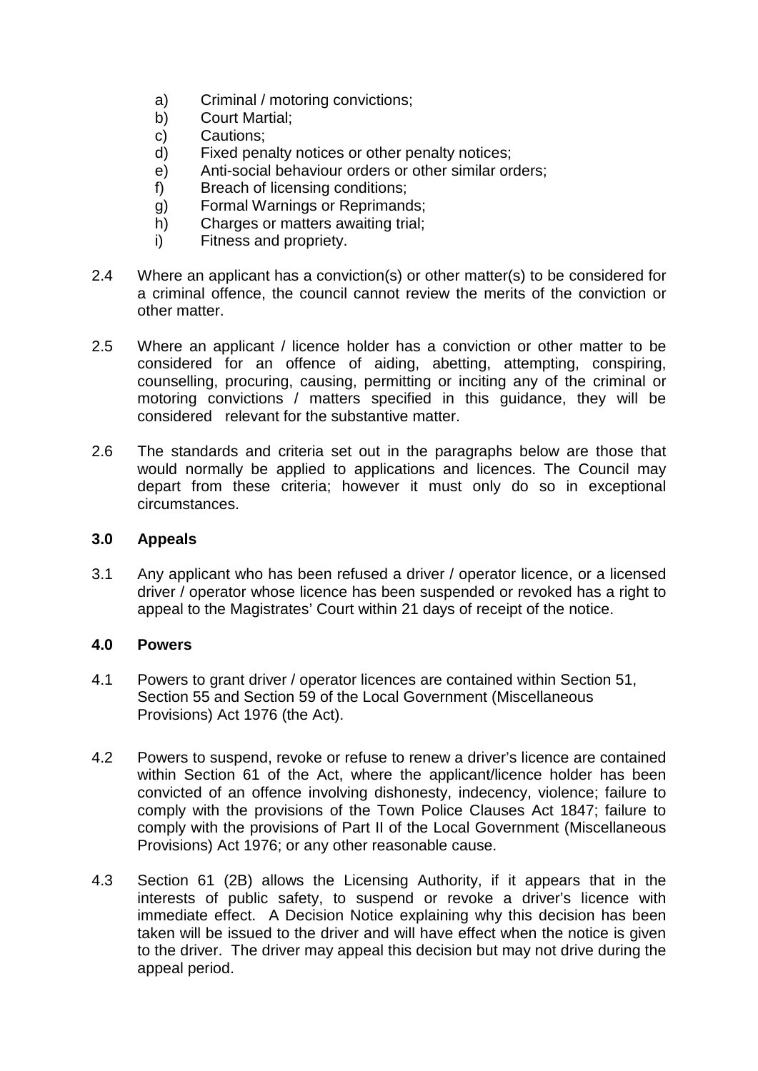a) Criminal / motoring convictions;
b) Court Martial;
c) Cautions;
d) Fixed penalty notices or other penalty notices;
e) Anti-social behaviour orders or other similar orders;
f) Breach of licensing conditions;
g) Formal Warnings or Reprimands;
h) Charges or matters awaiting trial;
i) Fitness and propriety.

2.4 Where an applicant has a conviction(s) or other matter(s) to be considered for a criminal offence, the council cannot review the merits of the conviction or other matter.

2.5 Where an applicant / licence holder has a conviction or other matter to be considered for an offence of aiding, abetting, attempting, conspiring, counselling, procuring, causing, permitting or inciting any of the criminal or motoring convictions / matters specified in this guidance, they will be considered relevant for the substantive matter.

2.6 The standards and criteria set out in the paragraphs below are those that would normally be applied to applications and licences. The Council may depart from these criteria; however it must only do so in exceptional circumstances.

## 3.0 Appeals

3.1 Any applicant who has been refused a driver / operator licence, or a licensed driver / operator whose licence has been suspended or revoked has a right to appeal to the Magistrates' Court within 21 days of receipt of the notice.

## 4.0 Powers

4.1 Powers to grant driver / operator licences are contained within Section 51, Section 55 and Section 59 of the Local Government (Miscellaneous Provisions) Act 1976 (the Act).

4.2 Powers to suspend, revoke or refuse to renew a driver's licence are contained within Section 61 of the Act, where the applicant/licence holder has been convicted of an offence involving dishonesty, indecency, violence; failure to comply with the provisions of the Town Police Clauses Act 1847; failure to comply with the provisions of Part II of the Local Government (Miscellaneous Provisions) Act 1976; or any other reasonable cause.

4.3 Section 61 (2B) allows the Licensing Authority, if it appears that in the interests of public safety, to suspend or revoke a driver's licence with immediate effect. A Decision Notice explaining why this decision has been taken will be issued to the driver and will have effect when the notice is given to the driver. The driver may appeal this decision but may not drive during the appeal period.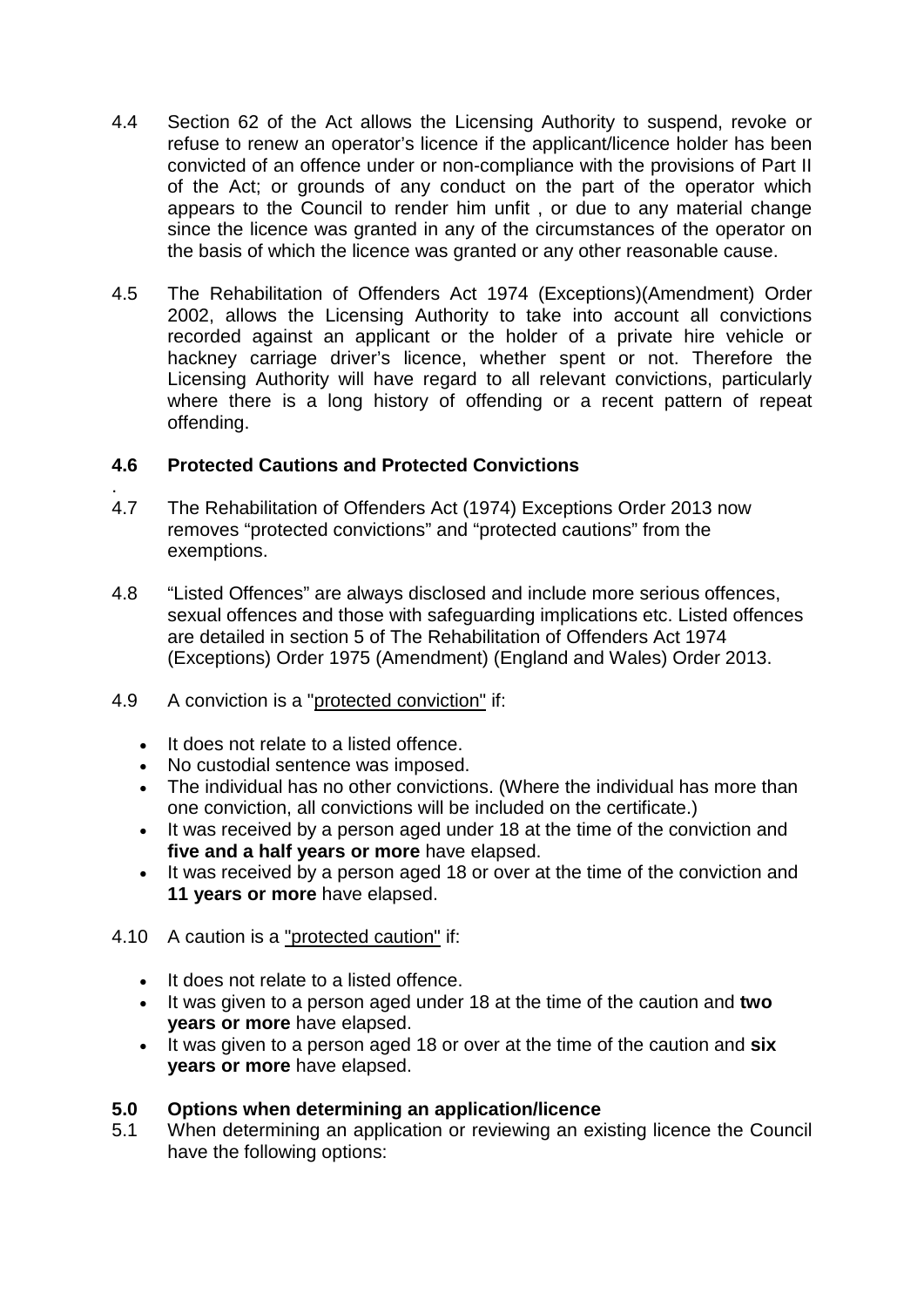4.4 Section 62 of the Act allows the Licensing Authority to suspend, revoke or refuse to renew an operator's licence if the applicant/licence holder has been convicted of an offence under or non-compliance with the provisions of Part II of the Act; or grounds of any conduct on the part of the operator which appears to the Council to render him unfit , or due to any material change since the licence was granted in any of the circumstances of the operator on the basis of which the licence was granted or any other reasonable cause.

4.5 The Rehabilitation of Offenders Act 1974 (Exceptions)(Amendment) Order 2002, allows the Licensing Authority to take into account all convictions recorded against an applicant or the holder of a private hire vehicle or hackney carriage driver's licence, whether spent or not. Therefore the Licensing Authority will have regard to all relevant convictions, particularly where there is a long history of offending or a recent pattern of repeat offending.

### 4.6 Protected Cautions and Protected Convictions

.

4.7 The Rehabilitation of Offenders Act (1974) Exceptions Order 2013 now removes "protected convictions" and "protected cautions" from the exemptions.

4.8 "Listed Offences" are always disclosed and include more serious offences, sexual offences and those with safeguarding implications etc. Listed offences are detailed in section 5 of The Rehabilitation of Offenders Act 1974 (Exceptions) Order 1975 (Amendment) (England and Wales) Order 2013.

4.9 A conviction is a "protected conviction" if:

- It does not relate to a listed offence.
- No custodial sentence was imposed.
- The individual has no other convictions. (Where the individual has more than one conviction, all convictions will be included on the certificate.)
- It was received by a person aged under 18 at the time of the conviction and **five and a half years or more** have elapsed.
- It was received by a person aged 18 or over at the time of the conviction and **11 years or more** have elapsed.

4.10 A caution is a "protected caution" if:

- It does not relate to a listed offence.
- It was given to a person aged under 18 at the time of the caution and **two years or more** have elapsed.
- It was given to a person aged 18 or over at the time of the caution and **six years or more** have elapsed.

### 5.0 Options when determining an application/licence

5.1 When determining an application or reviewing an existing licence the Council have the following options: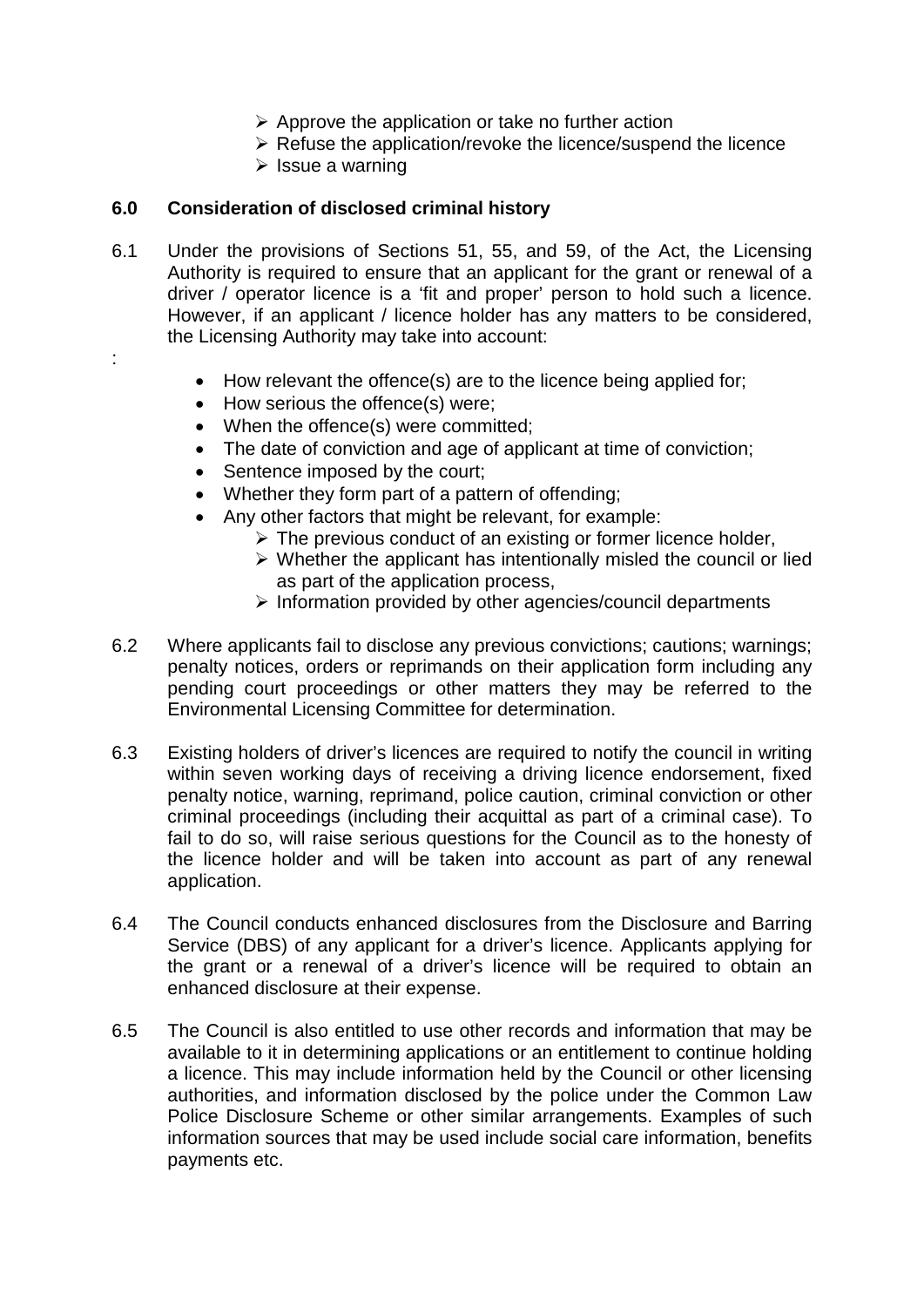- Approve the application or take no further action
- Refuse the application/revoke the licence/suspend the licence
- Issue a warning

## 6.0 Consideration of disclosed criminal history

6.1 Under the provisions of Sections 51, 55, and 59, of the Act, the Licensing Authority is required to ensure that an applicant for the grant or renewal of a driver / operator licence is a 'fit and proper' person to hold such a licence. However, if an applicant / licence holder has any matters to be considered, the Licensing Authority may take into account:

:

- How relevant the offence(s) are to the licence being applied for;
- How serious the offence(s) were;
- When the offence(s) were committed;
- The date of conviction and age of applicant at time of conviction;
- Sentence imposed by the court;
- Whether they form part of a pattern of offending;
- Any other factors that might be relevant, for example:
  - The previous conduct of an existing or former licence holder,
  - Whether the applicant has intentionally misled the council or lied as part of the application process,
  - Information provided by other agencies/council departments

6.2 Where applicants fail to disclose any previous convictions; cautions; warnings; penalty notices, orders or reprimands on their application form including any pending court proceedings or other matters they may be referred to the Environmental Licensing Committee for determination.

6.3 Existing holders of driver's licences are required to notify the council in writing within seven working days of receiving a driving licence endorsement, fixed penalty notice, warning, reprimand, police caution, criminal conviction or other criminal proceedings (including their acquittal as part of a criminal case). To fail to do so, will raise serious questions for the Council as to the honesty of the licence holder and will be taken into account as part of any renewal application.

6.4 The Council conducts enhanced disclosures from the Disclosure and Barring Service (DBS) of any applicant for a driver's licence. Applicants applying for the grant or a renewal of a driver's licence will be required to obtain an enhanced disclosure at their expense.

6.5 The Council is also entitled to use other records and information that may be available to it in determining applications or an entitlement to continue holding a licence. This may include information held by the Council or other licensing authorities, and information disclosed by the police under the Common Law Police Disclosure Scheme or other similar arrangements. Examples of such information sources that may be used include social care information, benefits payments etc.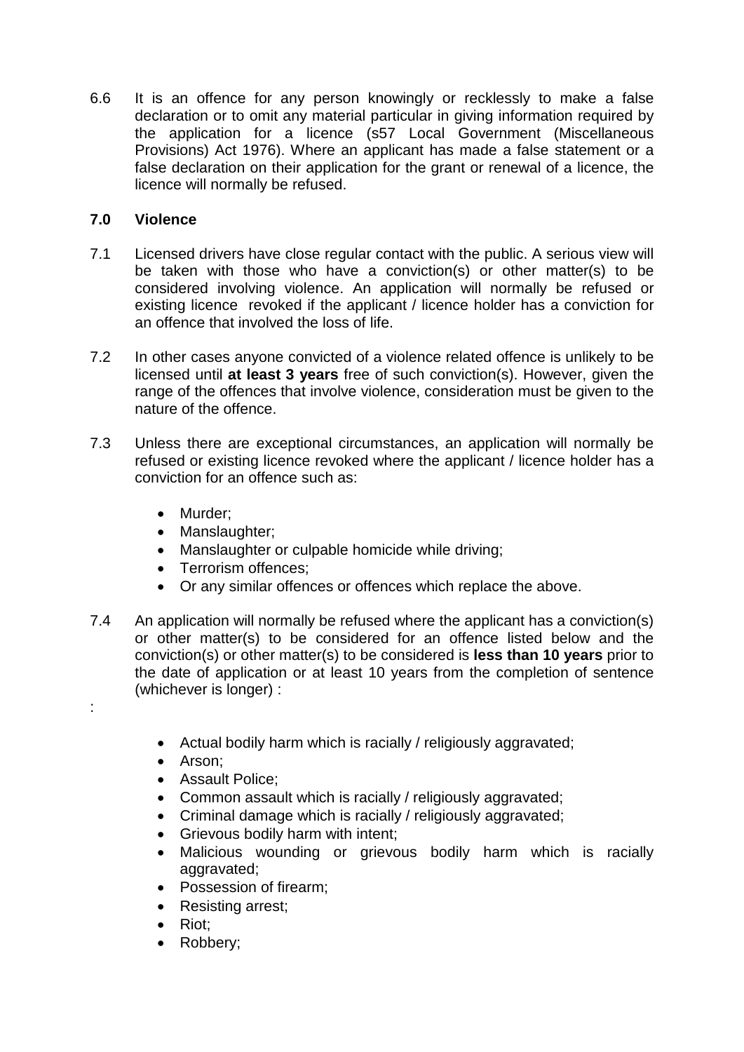6.6 It is an offence for any person knowingly or recklessly to make a false declaration or to omit any material particular in giving information required by the application for a licence (s57 Local Government (Miscellaneous Provisions) Act 1976). Where an applicant has made a false statement or a false declaration on their application for the grant or renewal of a licence, the licence will normally be refused.

## 7.0 Violence

7.1 Licensed drivers have close regular contact with the public. A serious view will be taken with those who have a conviction(s) or other matter(s) to be considered involving violence. An application will normally be refused or existing licence revoked if the applicant / licence holder has a conviction for an offence that involved the loss of life.

7.2 In other cases anyone convicted of a violence related offence is unlikely to be licensed until **at least 3 years** free of such conviction(s). However, given the range of the offences that involve violence, consideration must be given to the nature of the offence.

7.3 Unless there are exceptional circumstances, an application will normally be refused or existing licence revoked where the applicant / licence holder has a conviction for an offence such as:

- Murder;
- Manslaughter;
- Manslaughter or culpable homicide while driving;
- Terrorism offences;
- Or any similar offences or offences which replace the above.

7.4 An application will normally be refused where the applicant has a conviction(s) or other matter(s) to be considered for an offence listed below and the conviction(s) or other matter(s) to be considered is **less than 10 years** prior to the date of application or at least 10 years from the completion of sentence (whichever is longer) :

:

- Actual bodily harm which is racially / religiously aggravated;
- Arson;
- Assault Police;
- Common assault which is racially / religiously aggravated;
- Criminal damage which is racially / religiously aggravated;
- Grievous bodily harm with intent;
- Malicious wounding or grievous bodily harm which is racially aggravated;
- Possession of firearm;
- Resisting arrest;
- Riot;
- Robbery;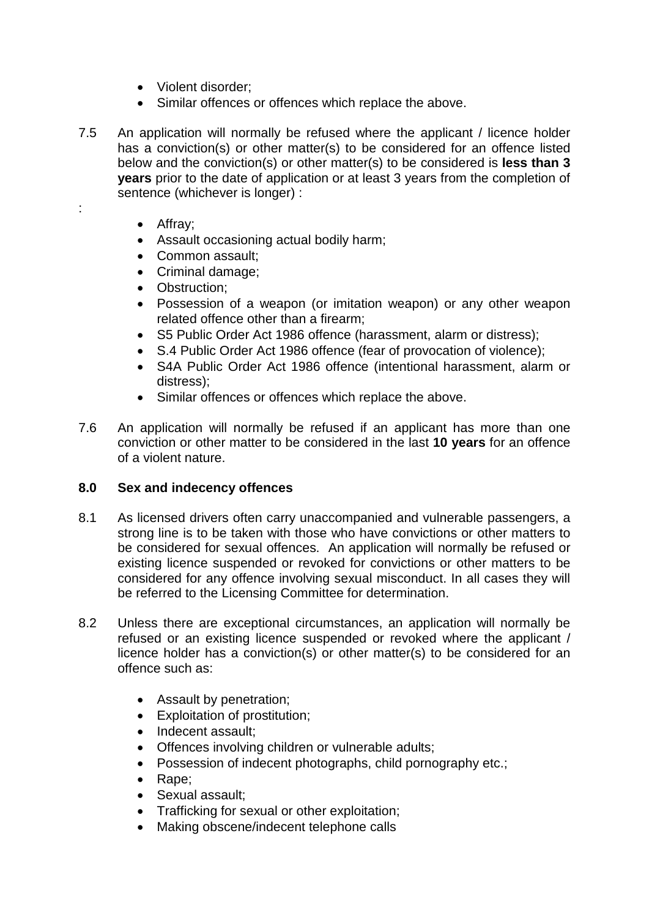- Violent disorder;
- Similar offences or offences which replace the above.

7.5 An application will normally be refused where the applicant / licence holder has a conviction(s) or other matter(s) to be considered for an offence listed below and the conviction(s) or other matter(s) to be considered is **less than 3 years** prior to the date of application or at least 3 years from the completion of sentence (whichever is longer) :

:

- Affray;
- Assault occasioning actual bodily harm;
- Common assault;
- Criminal damage;
- Obstruction;
- Possession of a weapon (or imitation weapon) or any other weapon related offence other than a firearm;
- S5 Public Order Act 1986 offence (harassment, alarm or distress);
- S.4 Public Order Act 1986 offence (fear of provocation of violence);
- S4A Public Order Act 1986 offence (intentional harassment, alarm or distress);
- Similar offences or offences which replace the above.

7.6 An application will normally be refused if an applicant has more than one conviction or other matter to be considered in the last **10 years** for an offence of a violent nature.

## 8.0 Sex and indecency offences

8.1 As licensed drivers often carry unaccompanied and vulnerable passengers, a strong line is to be taken with those who have convictions or other matters to be considered for sexual offences. An application will normally be refused or existing licence suspended or revoked for convictions or other matters to be considered for any offence involving sexual misconduct. In all cases they will be referred to the Licensing Committee for determination.

8.2 Unless there are exceptional circumstances, an application will normally be refused or an existing licence suspended or revoked where the applicant / licence holder has a conviction(s) or other matter(s) to be considered for an offence such as:

- Assault by penetration;
- Exploitation of prostitution;
- Indecent assault;
- Offences involving children or vulnerable adults;
- Possession of indecent photographs, child pornography etc.;
- Rape;
- Sexual assault;
- Trafficking for sexual or other exploitation;
- Making obscene/indecent telephone calls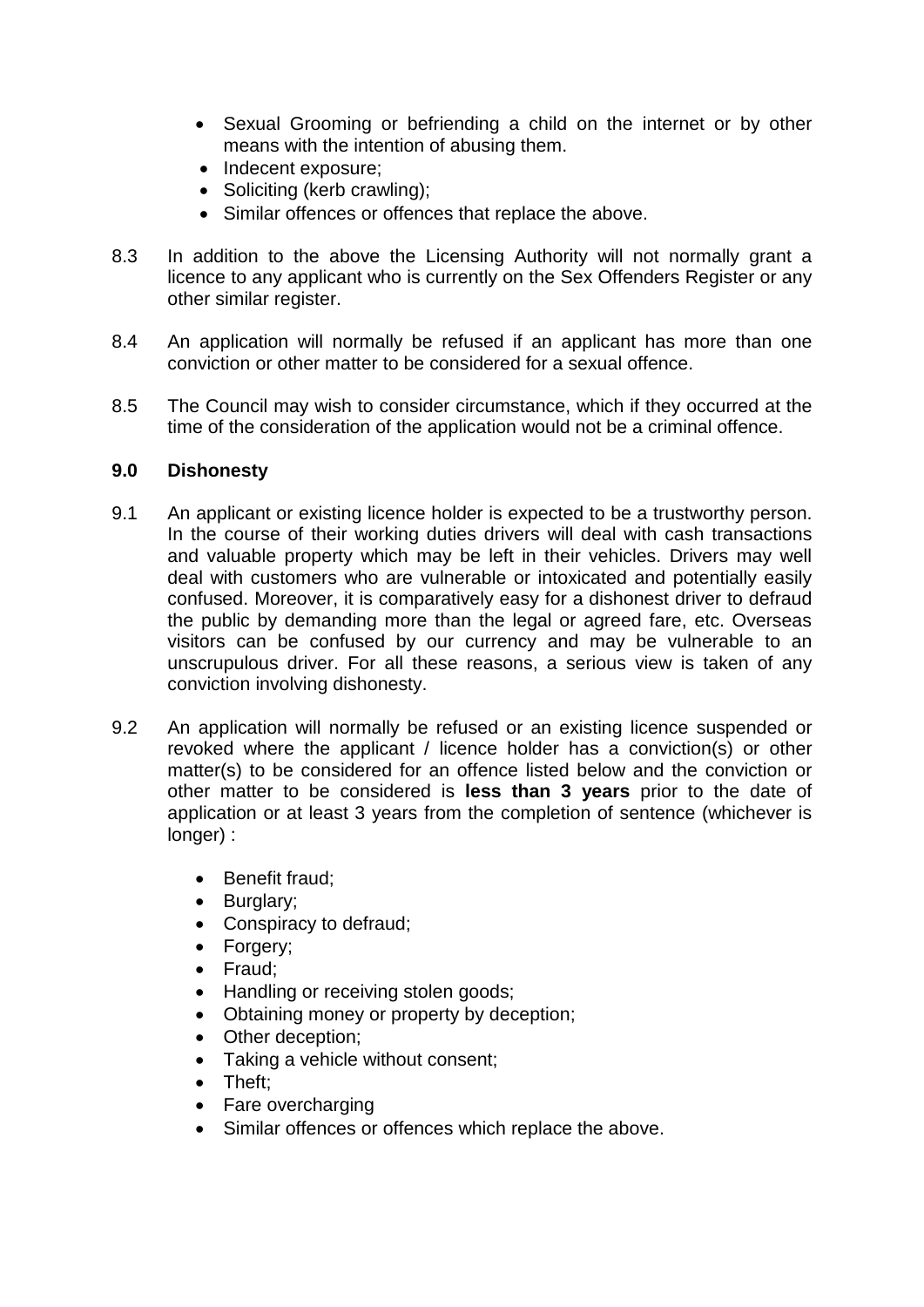- Sexual Grooming or befriending a child on the internet or by other means with the intention of abusing them.
- Indecent exposure;
- Soliciting (kerb crawling);
- Similar offences or offences that replace the above.

8.3 In addition to the above the Licensing Authority will not normally grant a licence to any applicant who is currently on the Sex Offenders Register or any other similar register.

8.4 An application will normally be refused if an applicant has more than one conviction or other matter to be considered for a sexual offence.

8.5 The Council may wish to consider circumstance, which if they occurred at the time of the consideration of the application would not be a criminal offence.

## 9.0 Dishonesty

9.1 An applicant or existing licence holder is expected to be a trustworthy person. In the course of their working duties drivers will deal with cash transactions and valuable property which may be left in their vehicles. Drivers may well deal with customers who are vulnerable or intoxicated and potentially easily confused. Moreover, it is comparatively easy for a dishonest driver to defraud the public by demanding more than the legal or agreed fare, etc. Overseas visitors can be confused by our currency and may be vulnerable to an unscrupulous driver. For all these reasons, a serious view is taken of any conviction involving dishonesty.

9.2 An application will normally be refused or an existing licence suspended or revoked where the applicant / licence holder has a conviction(s) or other matter(s) to be considered for an offence listed below and the conviction or other matter to be considered is **less than 3 years** prior to the date of application or at least 3 years from the completion of sentence (whichever is longer) :

- Benefit fraud;
- Burglary;
- Conspiracy to defraud;
- Forgery;
- Fraud;
- Handling or receiving stolen goods;
- Obtaining money or property by deception;
- Other deception;
- Taking a vehicle without consent;
- Theft;
- Fare overcharging
- Similar offences or offences which replace the above.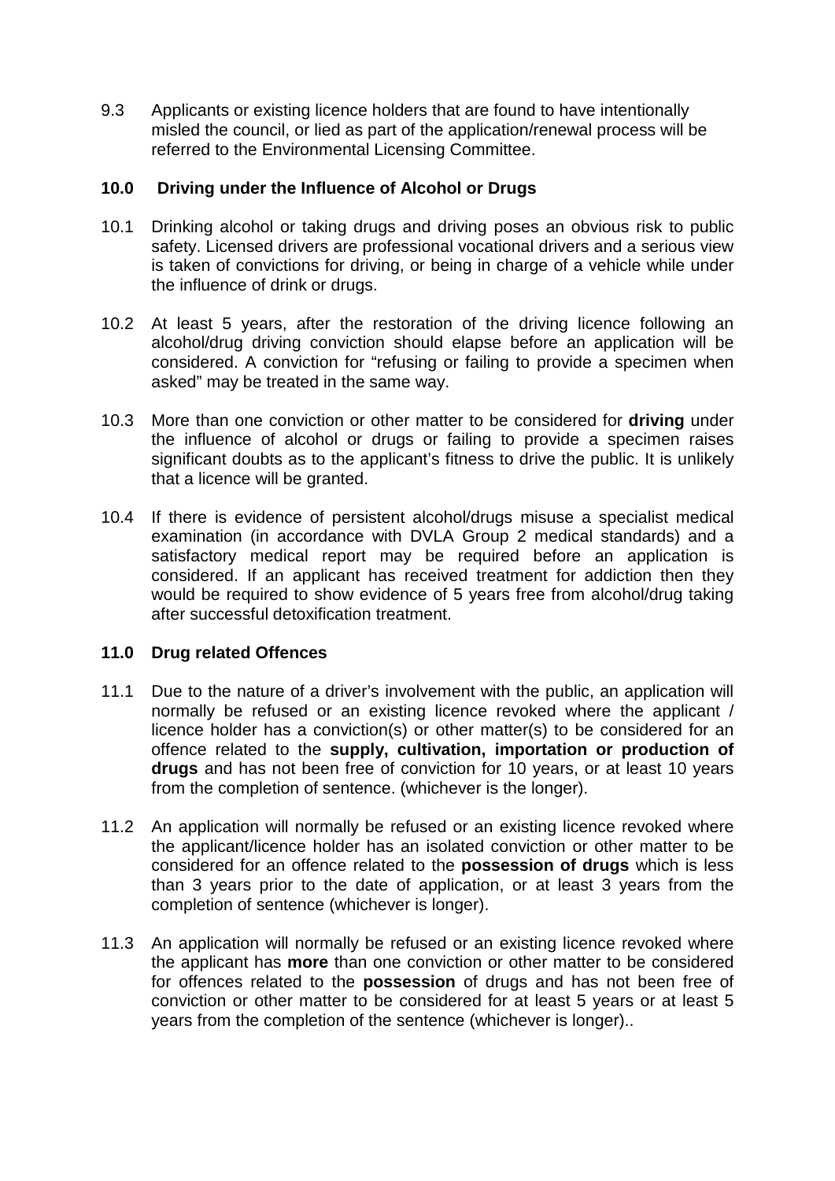9.3 Applicants or existing licence holders that are found to have intentionally misled the council, or lied as part of the application/renewal process will be referred to the Environmental Licensing Committee.

## 10.0 Driving under the Influence of Alcohol or Drugs

10.1 Drinking alcohol or taking drugs and driving poses an obvious risk to public safety. Licensed drivers are professional vocational drivers and a serious view is taken of convictions for driving, or being in charge of a vehicle while under the influence of drink or drugs.

10.2 At least 5 years, after the restoration of the driving licence following an alcohol/drug driving conviction should elapse before an application will be considered. A conviction for "refusing or failing to provide a specimen when asked" may be treated in the same way.

10.3 More than one conviction or other matter to be considered for **driving** under the influence of alcohol or drugs or failing to provide a specimen raises significant doubts as to the applicant's fitness to drive the public. It is unlikely that a licence will be granted.

10.4 If there is evidence of persistent alcohol/drugs misuse a specialist medical examination (in accordance with DVLA Group 2 medical standards) and a satisfactory medical report may be required before an application is considered. If an applicant has received treatment for addiction then they would be required to show evidence of 5 years free from alcohol/drug taking after successful detoxification treatment.

## 11.0 Drug related Offences

11.1 Due to the nature of a driver's involvement with the public, an application will normally be refused or an existing licence revoked where the applicant / licence holder has a conviction(s) or other matter(s) to be considered for an offence related to the **supply, cultivation, importation or production of drugs** and has not been free of conviction for 10 years, or at least 10 years from the completion of sentence. (whichever is the longer).

11.2 An application will normally be refused or an existing licence revoked where the applicant/licence holder has an isolated conviction or other matter to be considered for an offence related to the **possession of drugs** which is less than 3 years prior to the date of application, or at least 3 years from the completion of sentence (whichever is longer).

11.3 An application will normally be refused or an existing licence revoked where the applicant has **more** than one conviction or other matter to be considered for offences related to the **possession** of drugs and has not been free of conviction or other matter to be considered for at least 5 years or at least 5 years from the completion of the sentence (whichever is longer)..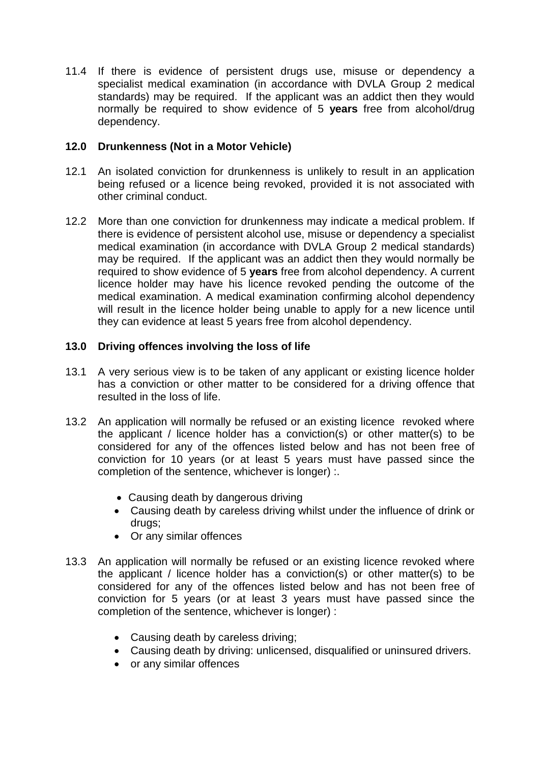11.4 If there is evidence of persistent drugs use, misuse or dependency a specialist medical examination (in accordance with DVLA Group 2 medical standards) may be required. If the applicant was an addict then they would normally be required to show evidence of 5 **years** free from alcohol/drug dependency.

## 12.0 Drunkenness (Not in a Motor Vehicle)

12.1 An isolated conviction for drunkenness is unlikely to result in an application being refused or a licence being revoked, provided it is not associated with other criminal conduct.

12.2 More than one conviction for drunkenness may indicate a medical problem. If there is evidence of persistent alcohol use, misuse or dependency a specialist medical examination (in accordance with DVLA Group 2 medical standards) may be required. If the applicant was an addict then they would normally be required to show evidence of 5 **years** free from alcohol dependency. A current licence holder may have his licence revoked pending the outcome of the medical examination. A medical examination confirming alcohol dependency will result in the licence holder being unable to apply for a new licence until they can evidence at least 5 years free from alcohol dependency.

## 13.0 Driving offences involving the loss of life

13.1 A very serious view is to be taken of any applicant or existing licence holder has a conviction or other matter to be considered for a driving offence that resulted in the loss of life.

13.2 An application will normally be refused or an existing licence revoked where the applicant / licence holder has a conviction(s) or other matter(s) to be considered for any of the offences listed below and has not been free of conviction for 10 years (or at least 5 years must have passed since the completion of the sentence, whichever is longer) :.

- Causing death by dangerous driving
- Causing death by careless driving whilst under the influence of drink or drugs;
- Or any similar offences

13.3 An application will normally be refused or an existing licence revoked where the applicant / licence holder has a conviction(s) or other matter(s) to be considered for any of the offences listed below and has not been free of conviction for 5 years (or at least 3 years must have passed since the completion of the sentence, whichever is longer) :

- Causing death by careless driving;
- Causing death by driving: unlicensed, disqualified or uninsured drivers.
- or any similar offences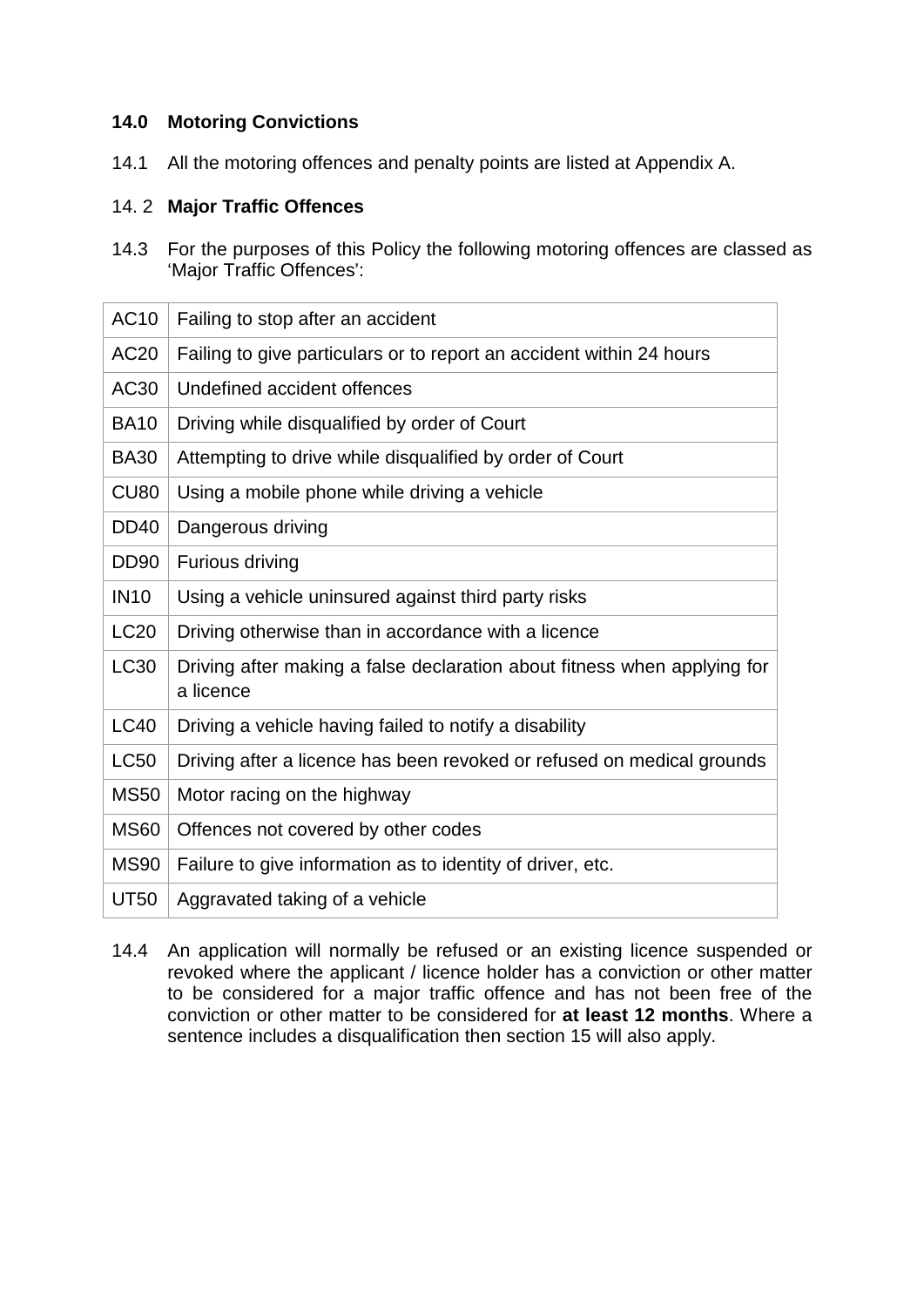## 14.0 Motoring Convictions

14.1 All the motoring offences and penalty points are listed at Appendix A.

### 14. 2 Major Traffic Offences

14.3 For the purposes of this Policy the following motoring offences are classed as 'Major Traffic Offences':

| | |
|---|---|
| AC10 | Failing to stop after an accident |
| AC20 | Failing to give particulars or to report an accident within 24 hours |
| AC30 | Undefined accident offences |
| BA10 | Driving while disqualified by order of Court |
| BA30 | Attempting to drive while disqualified by order of Court |
| CU80 | Using a mobile phone while driving a vehicle |
| DD40 | Dangerous driving |
| DD90 | Furious driving |
| IN10 | Using a vehicle uninsured against third party risks |
| LC20 | Driving otherwise than in accordance with a licence |
| LC30 | Driving after making a false declaration about fitness when applying for a licence |
| LC40 | Driving a vehicle having failed to notify a disability |
| LC50 | Driving after a licence has been revoked or refused on medical grounds |
| MS50 | Motor racing on the highway |
| MS60 | Offences not covered by other codes |
| MS90 | Failure to give information as to identity of driver, etc. |
| UT50 | Aggravated taking of a vehicle |

14.4 An application will normally be refused or an existing licence suspended or revoked where the applicant / licence holder has a conviction or other matter to be considered for a major traffic offence and has not been free of the conviction or other matter to be considered for **at least 12 months**. Where a sentence includes a disqualification then section 15 will also apply.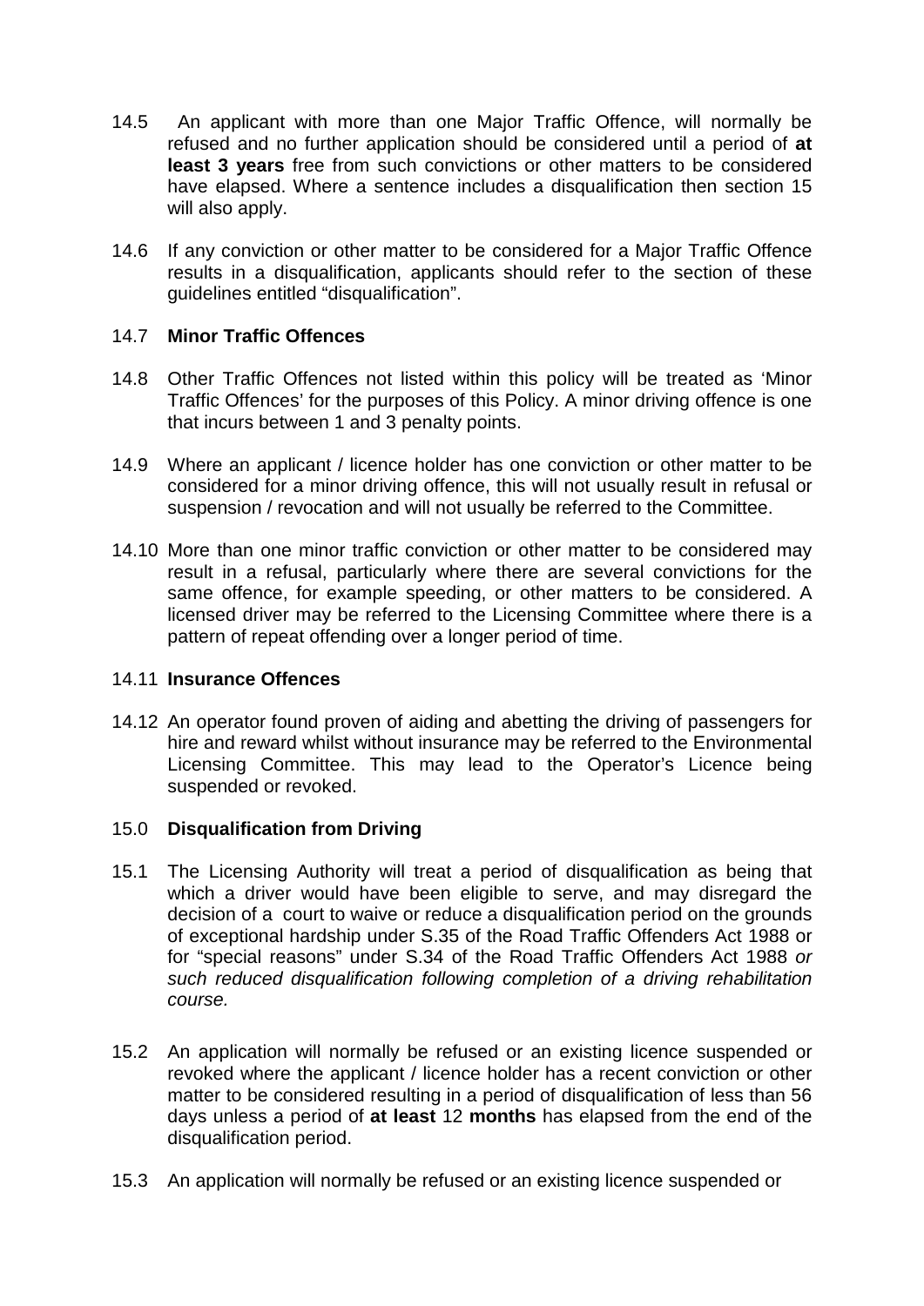14.5 An applicant with more than one Major Traffic Offence, will normally be refused and no further application should be considered until a period of **at least 3 years** free from such convictions or other matters to be considered have elapsed. Where a sentence includes a disqualification then section 15 will also apply.

14.6 If any conviction or other matter to be considered for a Major Traffic Offence results in a disqualification, applicants should refer to the section of these guidelines entitled "disqualification".

14.7 **Minor Traffic Offences**

14.8 Other Traffic Offences not listed within this policy will be treated as 'Minor Traffic Offences' for the purposes of this Policy. A minor driving offence is one that incurs between 1 and 3 penalty points.

14.9 Where an applicant / licence holder has one conviction or other matter to be considered for a minor driving offence, this will not usually result in refusal or suspension / revocation and will not usually be referred to the Committee.

14.10 More than one minor traffic conviction or other matter to be considered may result in a refusal, particularly where there are several convictions for the same offence, for example speeding, or other matters to be considered. A licensed driver may be referred to the Licensing Committee where there is a pattern of repeat offending over a longer period of time.

14.11 **Insurance Offences**

14.12 An operator found proven of aiding and abetting the driving of passengers for hire and reward whilst without insurance may be referred to the Environmental Licensing Committee. This may lead to the Operator's Licence being suspended or revoked.

15.0 **Disqualification from Driving**

15.1 The Licensing Authority will treat a period of disqualification as being that which a driver would have been eligible to serve, and may disregard the decision of a court to waive or reduce a disqualification period on the grounds of exceptional hardship under S.35 of the Road Traffic Offenders Act 1988 or for "special reasons" under S.34 of the Road Traffic Offenders Act 1988 *or such reduced disqualification following completion of a driving rehabilitation course.*

15.2 An application will normally be refused or an existing licence suspended or revoked where the applicant / licence holder has a recent conviction or other matter to be considered resulting in a period of disqualification of less than 56 days unless a period of **at least** 12 **months** has elapsed from the end of the disqualification period.

15.3 An application will normally be refused or an existing licence suspended or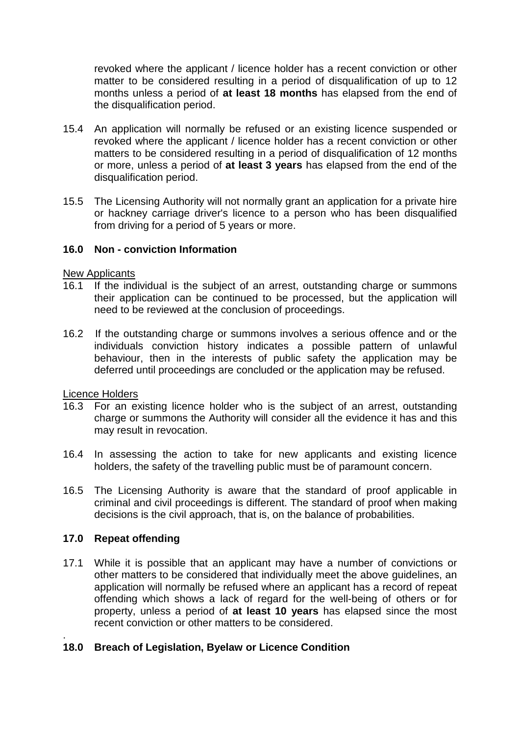revoked where the applicant / licence holder has a recent conviction or other matter to be considered resulting in a period of disqualification of up to 12 months unless a period of **at least 18 months** has elapsed from the end of the disqualification period.

15.4 An application will normally be refused or an existing licence suspended or revoked where the applicant / licence holder has a recent conviction or other matters to be considered resulting in a period of disqualification of 12 months or more, unless a period of **at least 3 years** has elapsed from the end of the disqualification period.

15.5 The Licensing Authority will not normally grant an application for a private hire or hackney carriage driver's licence to a person who has been disqualified from driving for a period of 5 years or more.

### 16.0 Non - conviction Information

New Applicants

16.1 If the individual is the subject of an arrest, outstanding charge or summons their application can be continued to be processed, but the application will need to be reviewed at the conclusion of proceedings.

16.2 If the outstanding charge or summons involves a serious offence and or the individuals conviction history indicates a possible pattern of unlawful behaviour, then in the interests of public safety the application may be deferred until proceedings are concluded or the application may be refused.

Licence Holders

16.3 For an existing licence holder who is the subject of an arrest, outstanding charge or summons the Authority will consider all the evidence it has and this may result in revocation.

16.4 In assessing the action to take for new applicants and existing licence holders, the safety of the travelling public must be of paramount concern.

16.5 The Licensing Authority is aware that the standard of proof applicable in criminal and civil proceedings is different. The standard of proof when making decisions is the civil approach, that is, on the balance of probabilities.

### 17.0 Repeat offending

17.1 While it is possible that an applicant may have a number of convictions or other matters to be considered that individually meet the above guidelines, an application will normally be refused where an applicant has a record of repeat offending which shows a lack of regard for the well-being of others or for property, unless a period of **at least 10 years** has elapsed since the most recent conviction or other matters to be considered.

.

### 18.0 Breach of Legislation, Byelaw or Licence Condition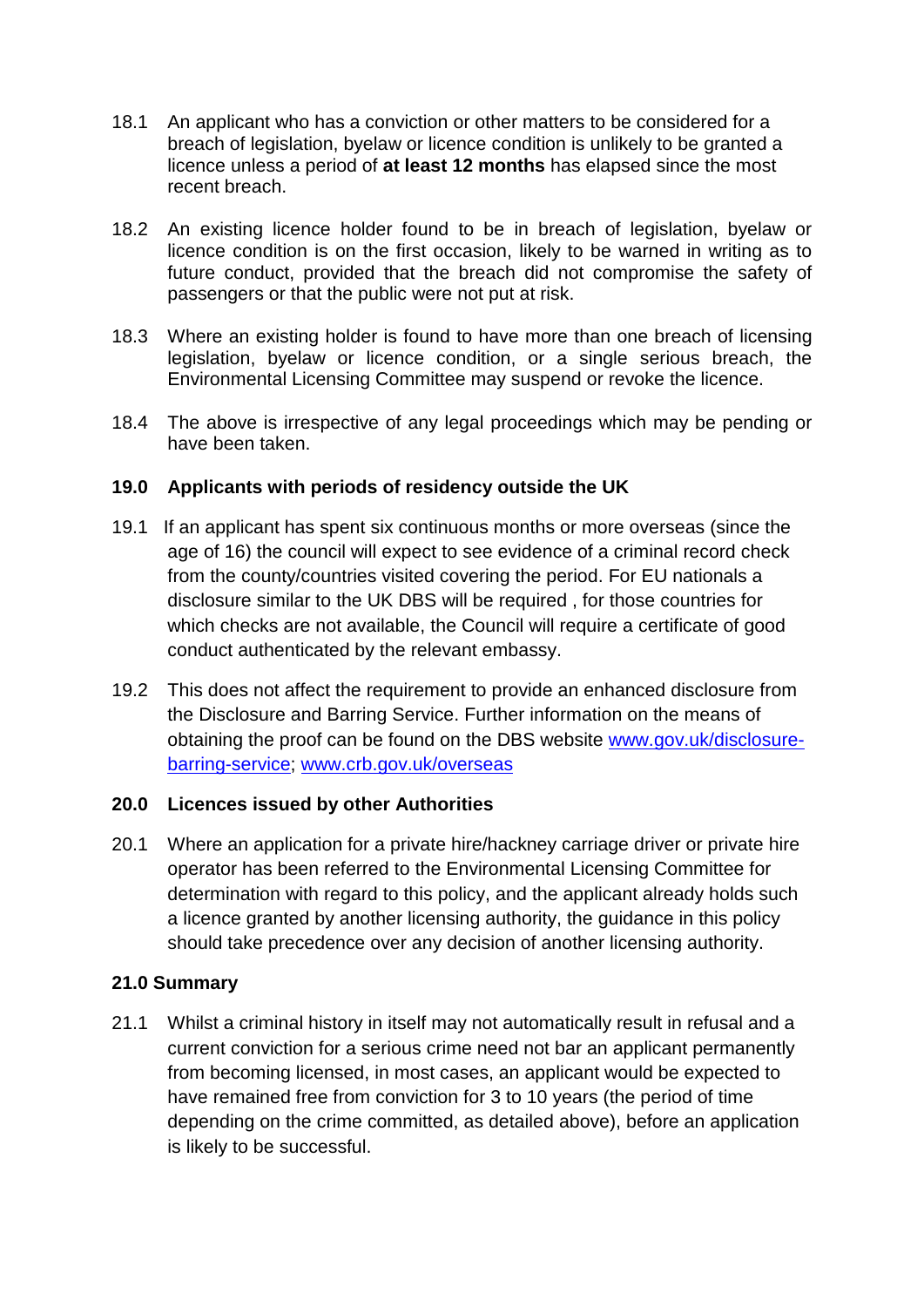18.1 An applicant who has a conviction or other matters to be considered for a breach of legislation, byelaw or licence condition is unlikely to be granted a licence unless a period of **at least 12 months** has elapsed since the most recent breach.

18.2 An existing licence holder found to be in breach of legislation, byelaw or licence condition is on the first occasion, likely to be warned in writing as to future conduct, provided that the breach did not compromise the safety of passengers or that the public were not put at risk.

18.3 Where an existing holder is found to have more than one breach of licensing legislation, byelaw or licence condition, or a single serious breach, the Environmental Licensing Committee may suspend or revoke the licence.

18.4 The above is irrespective of any legal proceedings which may be pending or have been taken.

## 19.0 Applicants with periods of residency outside the UK

19.1 If an applicant has spent six continuous months or more overseas (since the age of 16) the council will expect to see evidence of a criminal record check from the county/countries visited covering the period. For EU nationals a disclosure similar to the UK DBS will be required , for those countries for which checks are not available, the Council will require a certificate of good conduct authenticated by the relevant embassy.

19.2 This does not affect the requirement to provide an enhanced disclosure from the Disclosure and Barring Service. Further information on the means of obtaining the proof can be found on the DBS website [www.gov.uk/disclosure-barring-service](www.gov.uk/disclosure-barring-service); [www.crb.gov.uk/overseas](www.crb.gov.uk/overseas)

## 20.0 Licences issued by other Authorities

20.1 Where an application for a private hire/hackney carriage driver or private hire operator has been referred to the Environmental Licensing Committee for determination with regard to this policy, and the applicant already holds such a licence granted by another licensing authority, the guidance in this policy should take precedence over any decision of another licensing authority.

## 21.0 Summary

21.1 Whilst a criminal history in itself may not automatically result in refusal and a current conviction for a serious crime need not bar an applicant permanently from becoming licensed, in most cases, an applicant would be expected to have remained free from conviction for 3 to 10 years (the period of time depending on the crime committed, as detailed above), before an application is likely to be successful.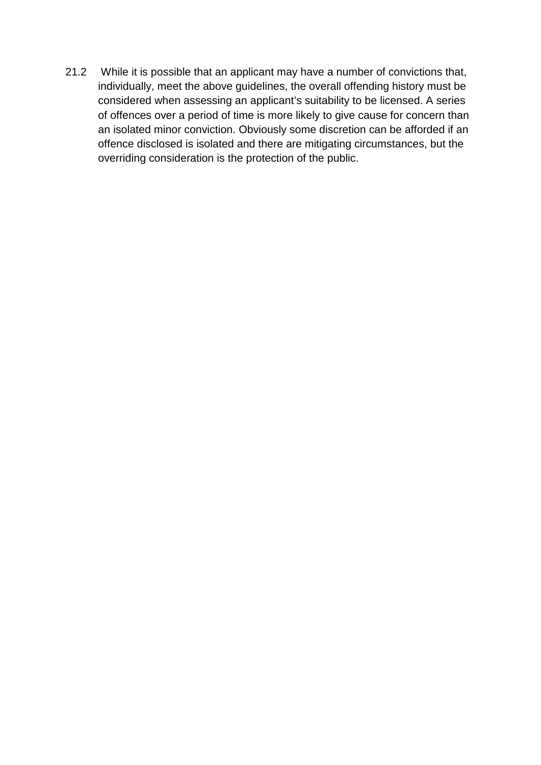21.2 While it is possible that an applicant may have a number of convictions that, individually, meet the above guidelines, the overall offending history must be considered when assessing an applicant's suitability to be licensed. A series of offences over a period of time is more likely to give cause for concern than an isolated minor conviction. Obviously some discretion can be afforded if an offence disclosed is isolated and there are mitigating circumstances, but the overriding consideration is the protection of the public.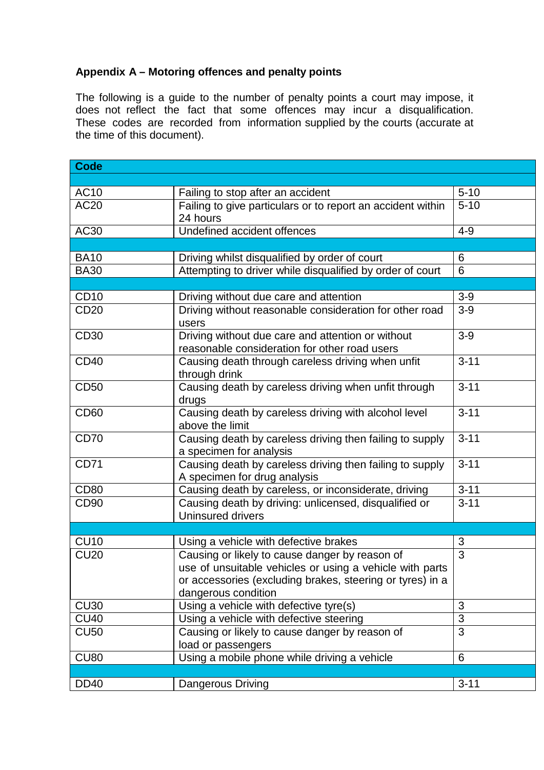**Appendix A – Motoring offences and penalty points**

The following is a guide to the number of penalty points a court may impose, it does not reflect the fact that some offences may incur a disqualification. These codes are recorded from information supplied by the courts (accurate at the time of this document).

| Code | | |
|---|---|---|
| | | |
| AC10 | Failing to stop after an accident | 5-10 |
| AC20 | Failing to give particulars or to report an accident within 24 hours | 5-10 |
| AC30 | Undefined accident offences | 4-9 |
| | | |
| BA10 | Driving whilst disqualified by order of court | 6 |
| BA30 | Attempting to driver while disqualified by order of court | 6 |
| | | |
| CD10 | Driving without due care and attention | 3-9 |
| CD20 | Driving without reasonable consideration for other road users | 3-9 |
| CD30 | Driving without due care and attention or without reasonable consideration for other road users | 3-9 |
| CD40 | Causing death through careless driving when unfit through drink | 3-11 |
| CD50 | Causing death by careless driving when unfit through drugs | 3-11 |
| CD60 | Causing death by careless driving with alcohol level above the limit | 3-11 |
| CD70 | Causing death by careless driving then failing to supply a specimen for analysis | 3-11 |
| CD71 | Causing death by careless driving then failing to supply A specimen for drug analysis | 3-11 |
| CD80 | Causing death by careless, or inconsiderate, driving | 3-11 |
| CD90 | Causing death by driving: unlicensed, disqualified or Uninsured drivers | 3-11 |
| | | |
| CU10 | Using a vehicle with defective brakes | 3 |
| CU20 | Causing or likely to cause danger by reason of use of unsuitable vehicles or using a vehicle with parts or accessories (excluding brakes, steering or tyres) in a dangerous condition | 3 |
| CU30 | Using a vehicle with defective tyre(s) | 3 |
| CU40 | Using a vehicle with defective steering | 3 |
| CU50 | Causing or likely to cause danger by reason of load or passengers | 3 |
| CU80 | Using a mobile phone while driving a vehicle | 6 |
| | | |
| DD40 | Dangerous Driving | 3-11 |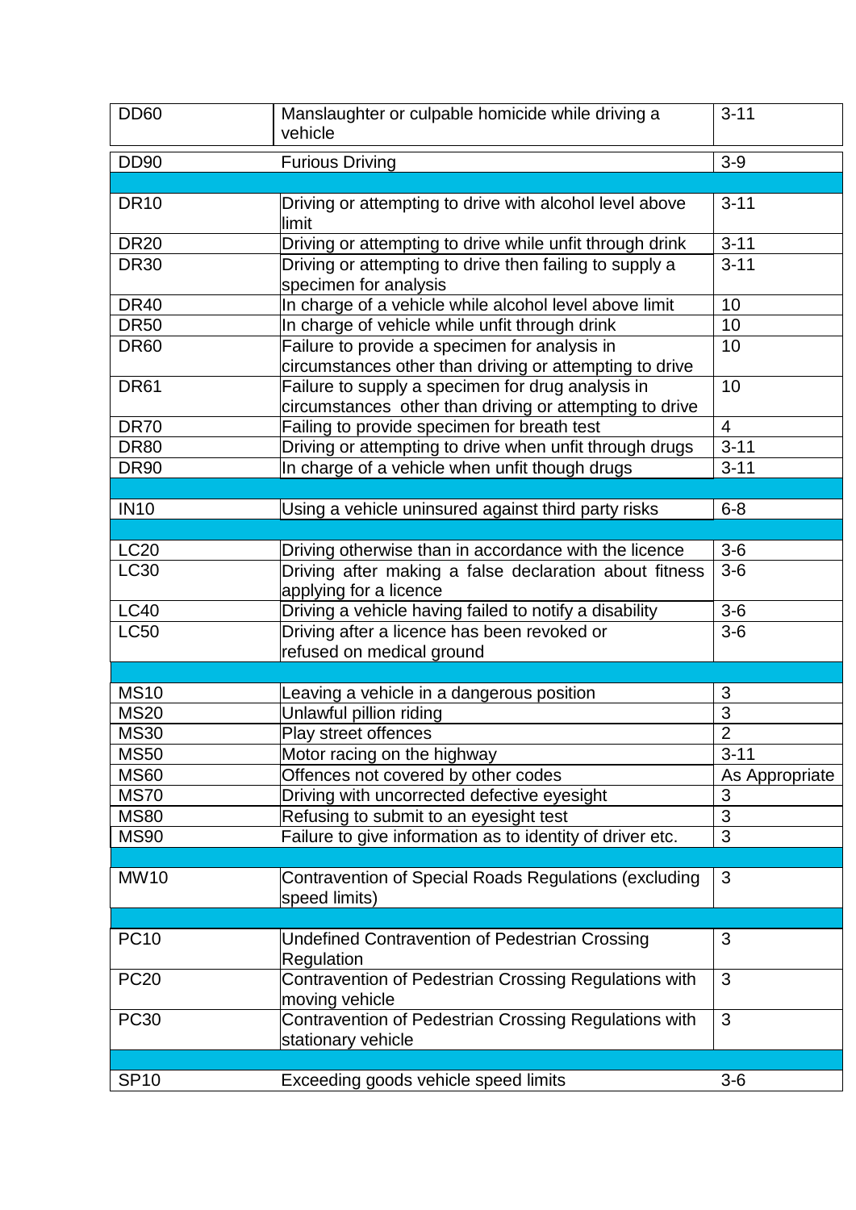| | | |
|---|---|---|
| DD60 | Manslaughter or culpable homicide while driving a vehicle | 3-11 |
| DD90 | Furious Driving | 3-9 |
| | | |
| DR10 | Driving or attempting to drive with alcohol level above limit | 3-11 |
| DR20 | Driving or attempting to drive while unfit through drink | 3-11 |
| DR30 | Driving or attempting to drive then failing to supply a specimen for analysis | 3-11 |
| DR40 | In charge of a vehicle while alcohol level above limit | 10 |
| DR50 | In charge of vehicle while unfit through drink | 10 |
| DR60 | Failure to provide a specimen for analysis in circumstances other than driving or attempting to drive | 10 |
| DR61 | Failure to supply a specimen for drug analysis in circumstances other than driving or attempting to drive | 10 |
| DR70 | Failing to provide specimen for breath test | 4 |
| DR80 | Driving or attempting to drive when unfit through drugs | 3-11 |
| DR90 | In charge of a vehicle when unfit though drugs | 3-11 |
| | | |
| IN10 | Using a vehicle uninsured against third party risks | 6-8 |
| | | |
| LC20 | Driving otherwise than in accordance with the licence | 3-6 |
| LC30 | Driving after making a false declaration about fitness applying for a licence | 3-6 |
| LC40 | Driving a vehicle having failed to notify a disability | 3-6 |
| LC50 | Driving after a licence has been revoked or refused on medical ground | 3-6 |
| | | |
| MS10 | Leaving a vehicle in a dangerous position | 3 |
| MS20 | Unlawful pillion riding | 3 |
| MS30 | Play street offences | 2 |
| MS50 | Motor racing on the highway | 3-11 |
| MS60 | Offences not covered by other codes | As Appropriate |
| MS70 | Driving with uncorrected defective eyesight | 3 |
| MS80 | Refusing to submit to an eyesight test | 3 |
| MS90 | Failure to give information as to identity of driver etc. | 3 |
| | | |
| MW10 | Contravention of Special Roads Regulations (excluding speed limits) | 3 |
| | | |
| PC10 | Undefined Contravention of Pedestrian Crossing Regulation | 3 |
| PC20 | Contravention of Pedestrian Crossing Regulations with moving vehicle | 3 |
| PC30 | Contravention of Pedestrian Crossing Regulations with stationary vehicle | 3 |
| | | |
| SP10 | Exceeding goods vehicle speed limits | 3-6 |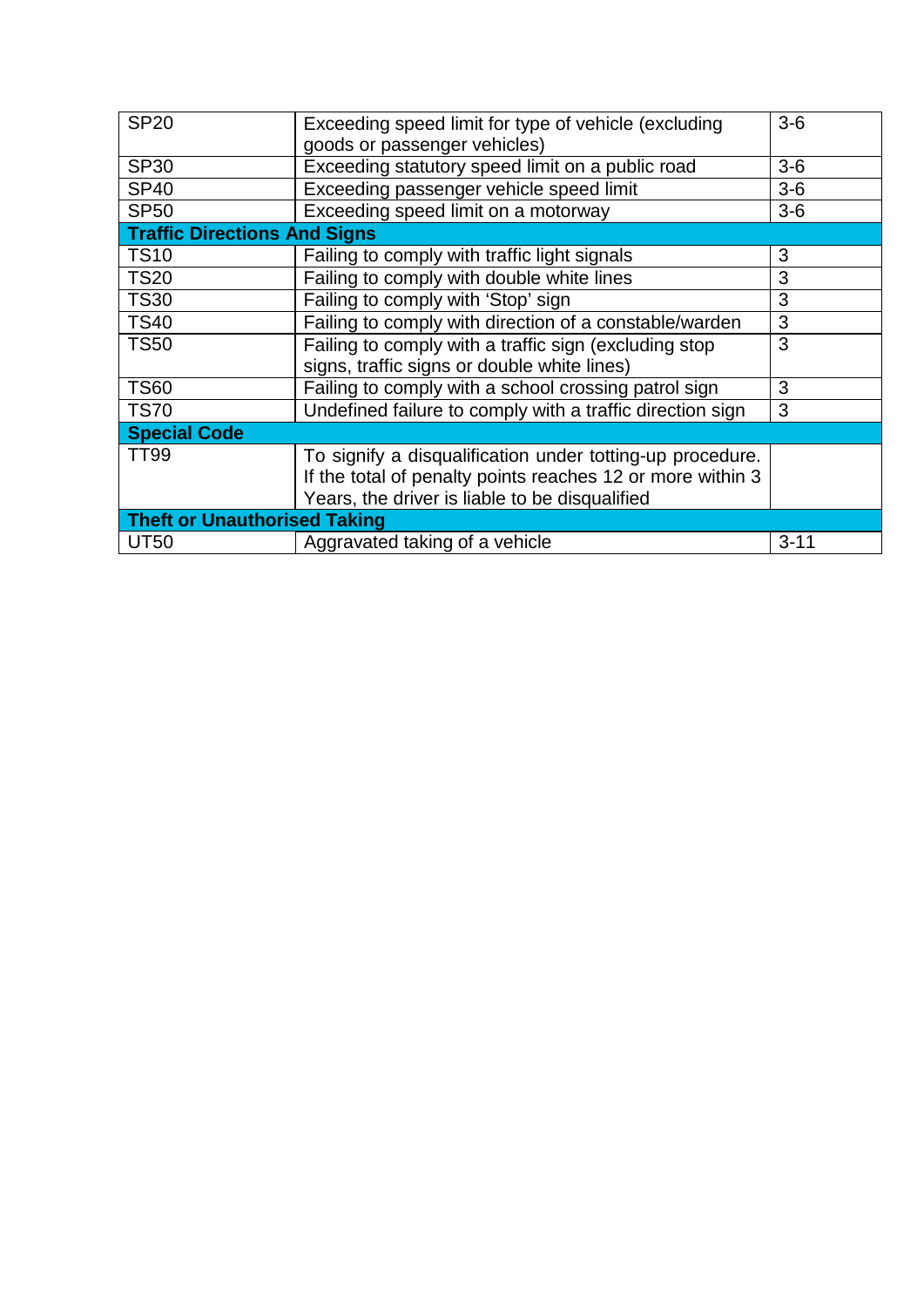| | | |
|---|---|---|
| SP20 | Exceeding speed limit for type of vehicle (excluding goods or passenger vehicles) | 3-6 |
| SP30 | Exceeding statutory speed limit on a public road | 3-6 |
| SP40 | Exceeding passenger vehicle speed limit | 3-6 |
| SP50 | Exceeding speed limit on a motorway | 3-6 |
| **Traffic Directions And Signs** | | |
| TS10 | Failing to comply with traffic light signals | 3 |
| TS20 | Failing to comply with double white lines | 3 |
| TS30 | Failing to comply with 'Stop' sign | 3 |
| TS40 | Failing to comply with direction of a constable/warden | 3 |
| TS50 | Failing to comply with a traffic sign (excluding stop signs, traffic signs or double white lines) | 3 |
| TS60 | Failing to comply with a school crossing patrol sign | 3 |
| TS70 | Undefined failure to comply with a traffic direction sign | 3 |
| **Special Code** | | |
| TT99 | To signify a disqualification under totting-up procedure. If the total of penalty points reaches 12 or more within 3 Years, the driver is liable to be disqualified | |
| **Theft or Unauthorised Taking** | | |
| UT50 | Aggravated taking of a vehicle | 3-11 |